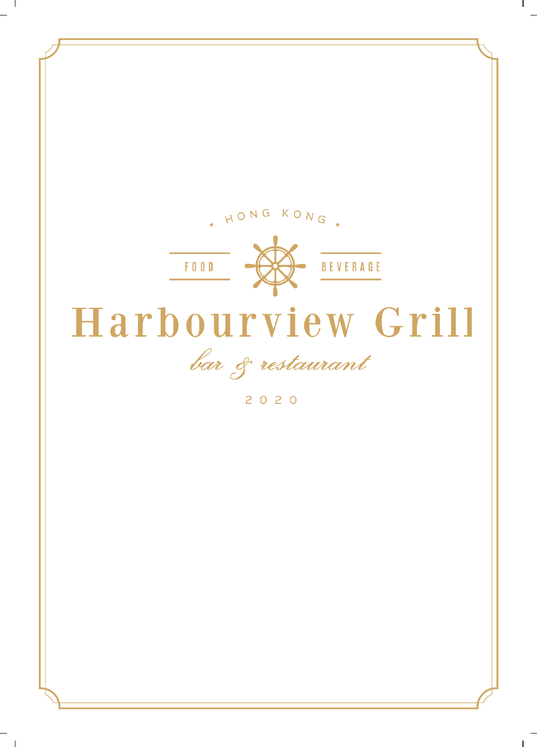· HONG KONG ·

FOOD BEVERAGE

# Harbourview Grill

*bar & restaurant*

2020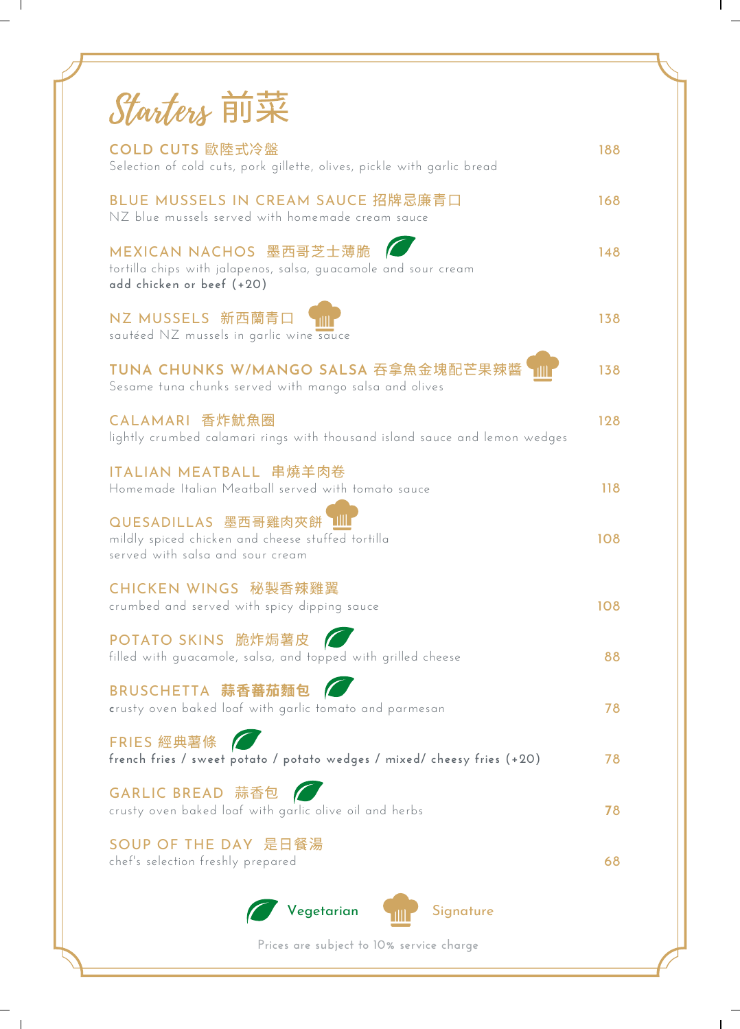# Starters 前菜

**COLD CUTS 歐陸式冷盤** — 188
Selection of cold cuts, pork gillette, olives, pickle with garlic bread

**BLUE MUSSELS IN CREAM SAUCE 招牌忌廉青口** — 168
NZ blue mussels served with homemade cream sauce

**MEXICAN NACHOS 墨西哥芝士薄脆** (Vegetarian) — 148
tortilla chips with jalapenos, salsa, guacamole and sour cream
add chicken or beef (+20)

**NZ MUSSELS 新西蘭青口** (Signature) — 138
sautéed NZ mussels in garlic wine sauce

**TUNA CHUNKS W/MANGO SALSA 吞拿魚金塊配芒果辣醬** (Signature) — 138
Sesame tuna chunks served with mango salsa and olives

**CALAMARI 香炸魷魚圈** — 128
lightly crumbed calamari rings with thousand island sauce and lemon wedges

**ITALIAN MEATBALL 串燒羊肉卷** — 118
Homemade Italian Meatball served with tomato sauce

**QUESADILLAS 墨西哥雞肉夾餅** (Signature) — 108
mildly spiced chicken and cheese stuffed tortilla
served with salsa and sour cream

**CHICKEN WINGS 秘製香辣雞翼** — 108
crumbed and served with spicy dipping sauce

**POTATO SKINS 脆炸焗薯皮** (Vegetarian) — 88
filled with guacamole, salsa, and topped with grilled cheese

**BRUSCHETTA 蒜香蕃茄麵包** (Vegetarian) — 78
crusty oven baked loaf with garlic tomato and parmesan

**FRIES 經典薯條** (Vegetarian) — 78
french fries / sweet potato / potato wedges / mixed/ cheesy fries (+20)

**GARLIC BREAD 蒜香包** (Vegetarian) — 78
crusty oven baked loaf with garlic olive oil and herbs

**SOUP OF THE DAY 是日餐湯** — 68
chef's selection freshly prepared

Vegetarian | Signature

Prices are subject to 10% service charge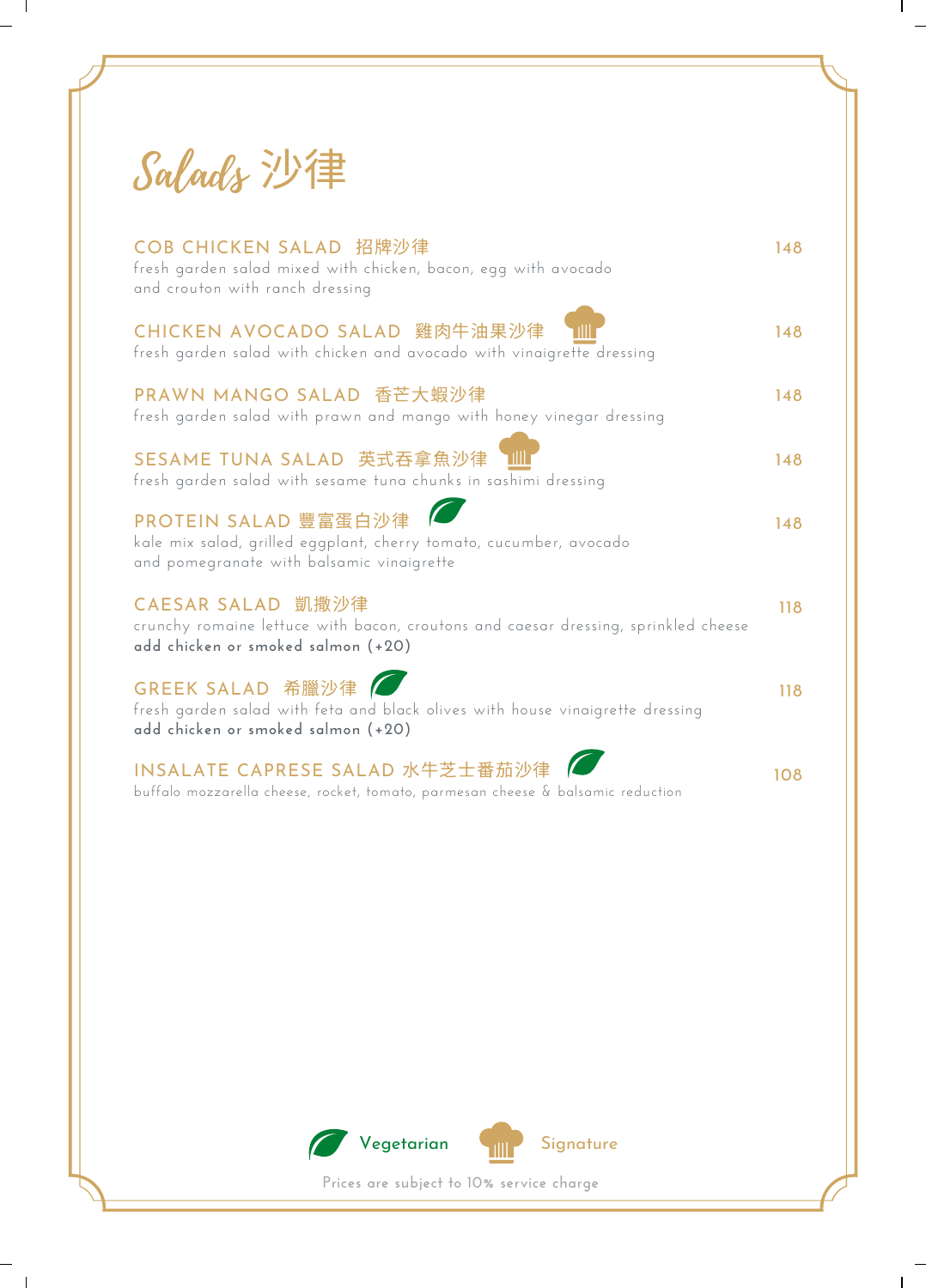# Salads 沙律

## COB CHICKEN SALAD 招牌沙律 — 148

fresh garden salad mixed with chicken, bacon, egg with avocado and crouton with ranch dressing

## CHICKEN AVOCADO SALAD 雞肉牛油果沙律 (Signature) — 148

fresh garden salad with chicken and avocado with vinaigrette dressing

## PRAWN MANGO SALAD 香芒大蝦沙律 — 148

fresh garden salad with prawn and mango with honey vinegar dressing

## SESAME TUNA SALAD 英式吞拿魚沙律 (Signature) — 148

fresh garden salad with sesame tuna chunks in sashimi dressing

## PROTEIN SALAD 豐富蛋白沙律 (Vegetarian) — 148

kale mix salad, grilled eggplant, cherry tomato, cucumber, avocado and pomegranate with balsamic vinaigrette

## CAESAR SALAD 凱撒沙律 — 118

crunchy romaine lettuce with bacon, croutons and caesar dressing, sprinkled cheese

**add chicken or smoked salmon (+20)**

## GREEK SALAD 希臘沙律 (Vegetarian) — 118

fresh garden salad with feta and black olives with house vinaigrette dressing

**add chicken or smoked salmon (+20)**

## INSALATE CAPRESE SALAD 水牛芝士番茄沙律 (Vegetarian) — 108

buffalo mozzarella cheese, rocket, tomato, parmesan cheese & balsamic reduction

Vegetarian | Signature

Prices are subject to 10% service charge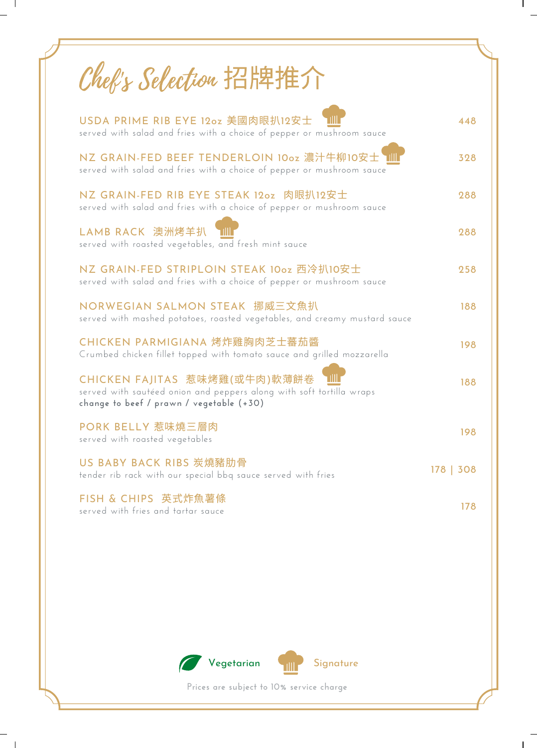# Chef's Selection 招牌推介

**USDA PRIME RIB EYE 12oz 美國肉眼扒12安士** (Signature) — 448
served with salad and fries with a choice of pepper or mushroom sauce

**NZ GRAIN-FED BEEF TENDERLOIN 10oz 濃汁牛柳10安士** (Signature) — 328
served with salad and fries with a choice of pepper or mushroom sauce

**NZ GRAIN-FED RIB EYE STEAK 12oz 肉眼扒12安士** — 288
served with salad and fries with a choice of pepper or mushroom sauce

**LAMB RACK 澳洲烤羊扒** (Signature) — 288
served with roasted vegetables, and fresh mint sauce

**NZ GRAIN-FED STRIPLOIN STEAK 10oz 西冷扒10安士** — 258
served with salad and fries with a choice of pepper or mushroom sauce

**NORWEGIAN SALMON STEAK 挪威三文魚扒** — 188
served with mashed potatoes, roasted vegetables, and creamy mustard sauce

**CHICKEN PARMIGIANA 烤炸雞胸肉芝士蕃茄醬** — 198
Crumbed chicken fillet topped with tomato sauce and grilled mozzarella

**CHICKEN FAJITAS 惹味烤雞(或牛肉)軟薄餅卷** (Signature) — 188
served with sautéed onion and peppers along with soft tortilla wraps
**change to beef / prawn / vegetable (+30)**

**PORK BELLY 惹味燒三層肉** — 198
served with roasted vegetables

**US BABY BACK RIBS 炭燒豬肋骨** — 178 | 308
tender rib rack with our special bbq sauce served with fries

**FISH & CHIPS 英式炸魚薯條** — 178
served with fries and tartar sauce

Vegetarian　Signature

Prices are subject to 10% service charge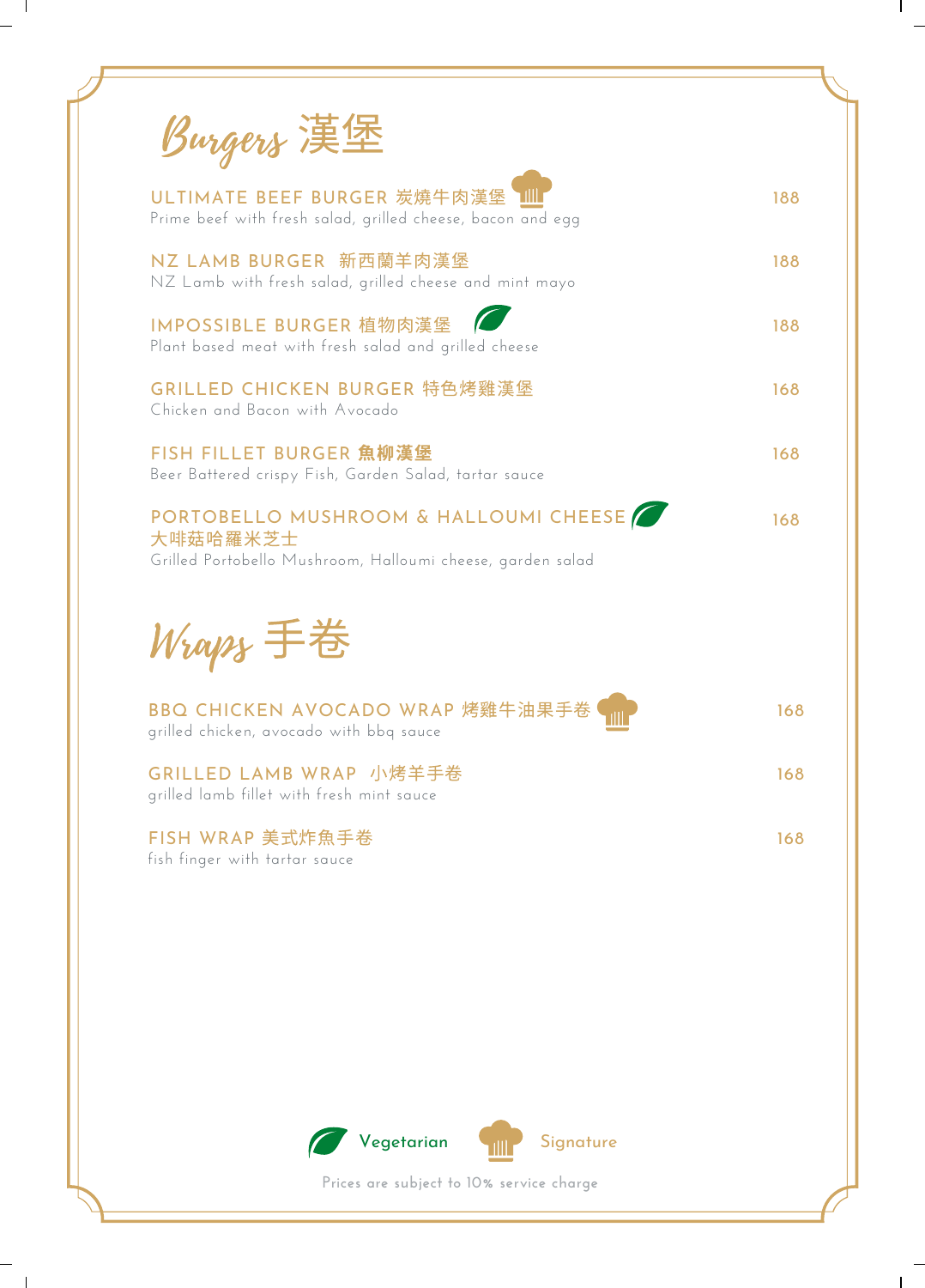# Burgers 漢堡

**ULTIMATE BEEF BURGER 炭燒牛肉漢堡** (Signature) — 188
Prime beef with fresh salad, grilled cheese, bacon and egg

**NZ LAMB BURGER 新西蘭羊肉漢堡** — 188
NZ Lamb with fresh salad, grilled cheese and mint mayo

**IMPOSSIBLE BURGER 植物肉漢堡** (Vegetarian) — 188
Plant based meat with fresh salad and grilled cheese

**GRILLED CHICKEN BURGER 特色烤雞漢堡** — 168
Chicken and Bacon with Avocado

**FISH FILLET BURGER 魚柳漢堡** — 168
Beer Battered crispy Fish, Garden Salad, tartar sauce

**PORTOBELLO MUSHROOM & HALLOUMI CHEESE 大啡菇哈羅米芝士** (Vegetarian) — 168
Grilled Portobello Mushroom, Halloumi cheese, garden salad

# Wraps 手卷

**BBQ CHICKEN AVOCADO WRAP 烤雞牛油果手卷** (Signature) — 168
grilled chicken, avocado with bbq sauce

**GRILLED LAMB WRAP 小烤羊手卷** — 168
grilled lamb fillet with fresh mint sauce

**FISH WRAP 美式炸魚手卷** — 168
fish finger with tartar sauce

Vegetarian | Signature

Prices are subject to 10% service charge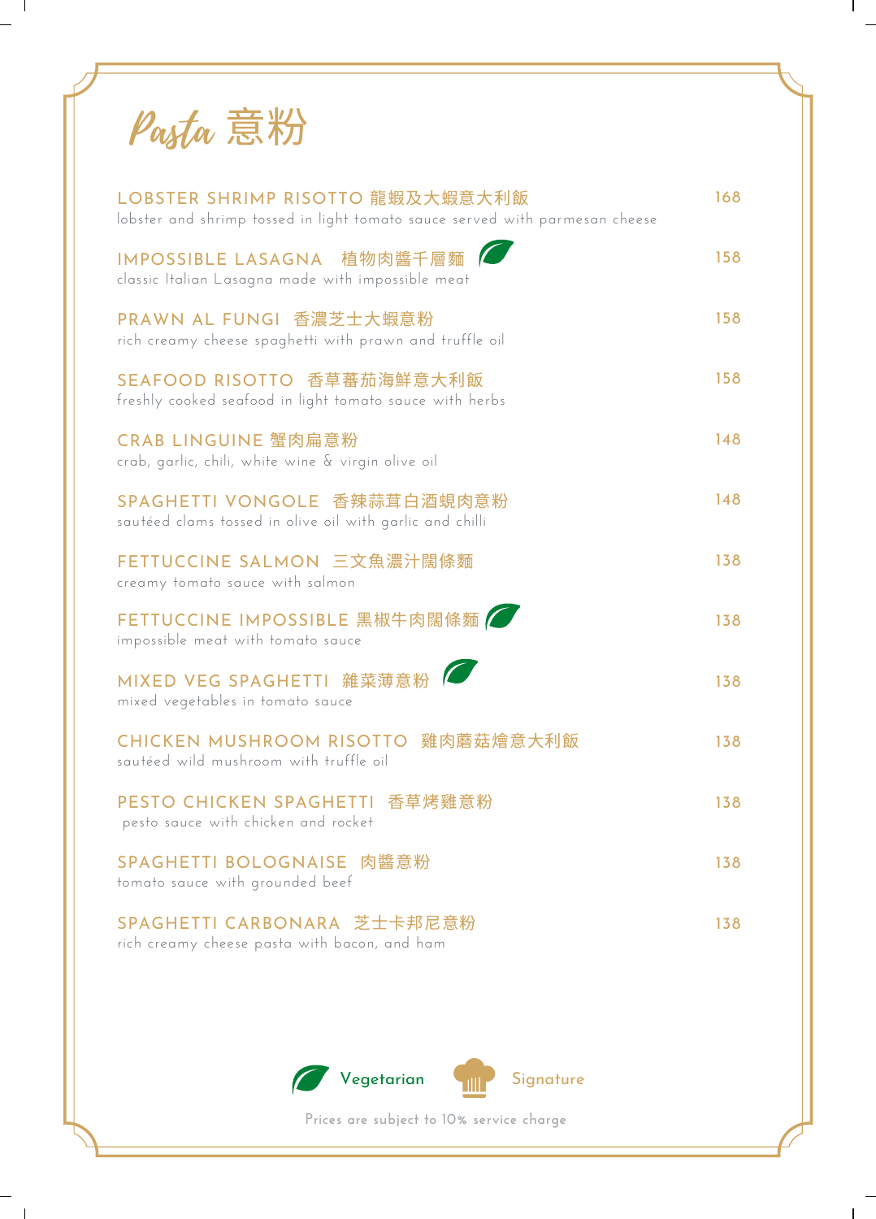# Pasta 意粉

**LOBSTER SHRIMP RISOTTO 龍蝦及大蝦意大利飯** — 168
lobster and shrimp tossed in light tomato sauce served with parmesan cheese

**IMPOSSIBLE LASAGNA 植物肉醬千層麵** (Vegetarian) — 158
classic Italian Lasagna made with impossible meat

**PRAWN AL FUNGI 香濃芝士大蝦意粉** — 158
rich creamy cheese spaghetti with prawn and truffle oil

**SEAFOOD RISOTTO 香草蕃茄海鮮意大利飯** — 158
freshly cooked seafood in light tomato sauce with herbs

**CRAB LINGUINE 蟹肉扁意粉** — 148
crab, garlic, chili, white wine & virgin olive oil

**SPAGHETTI VONGOLE 香辣蒜茸白酒蜆肉意粉** — 148
sautéed clams tossed in olive oil with garlic and chilli

**FETTUCCINE SALMON 三文魚濃汁闊條麵** — 138
creamy tomato sauce with salmon

**FETTUCCINE IMPOSSIBLE 黑椒牛肉闊條麵** (Vegetarian) — 138
impossible meat with tomato sauce

**MIXED VEG SPAGHETTI 雜菜薄意粉** (Vegetarian) — 138
mixed vegetables in tomato sauce

**CHICKEN MUSHROOM RISOTTO 雞肉蘑菇燴意大利飯** — 138
sautéed wild mushroom with truffle oil

**PESTO CHICKEN SPAGHETTI 香草烤雞意粉** — 138
pesto sauce with chicken and rocket

**SPAGHETTI BOLOGNAISE 肉醬意粉** — 138
tomato sauce with grounded beef

**SPAGHETTI CARBONARA 芝士卡邦尼意粉** — 138
rich creamy cheese pasta with bacon, and ham

Vegetarian Signature

Prices are subject to 10% service charge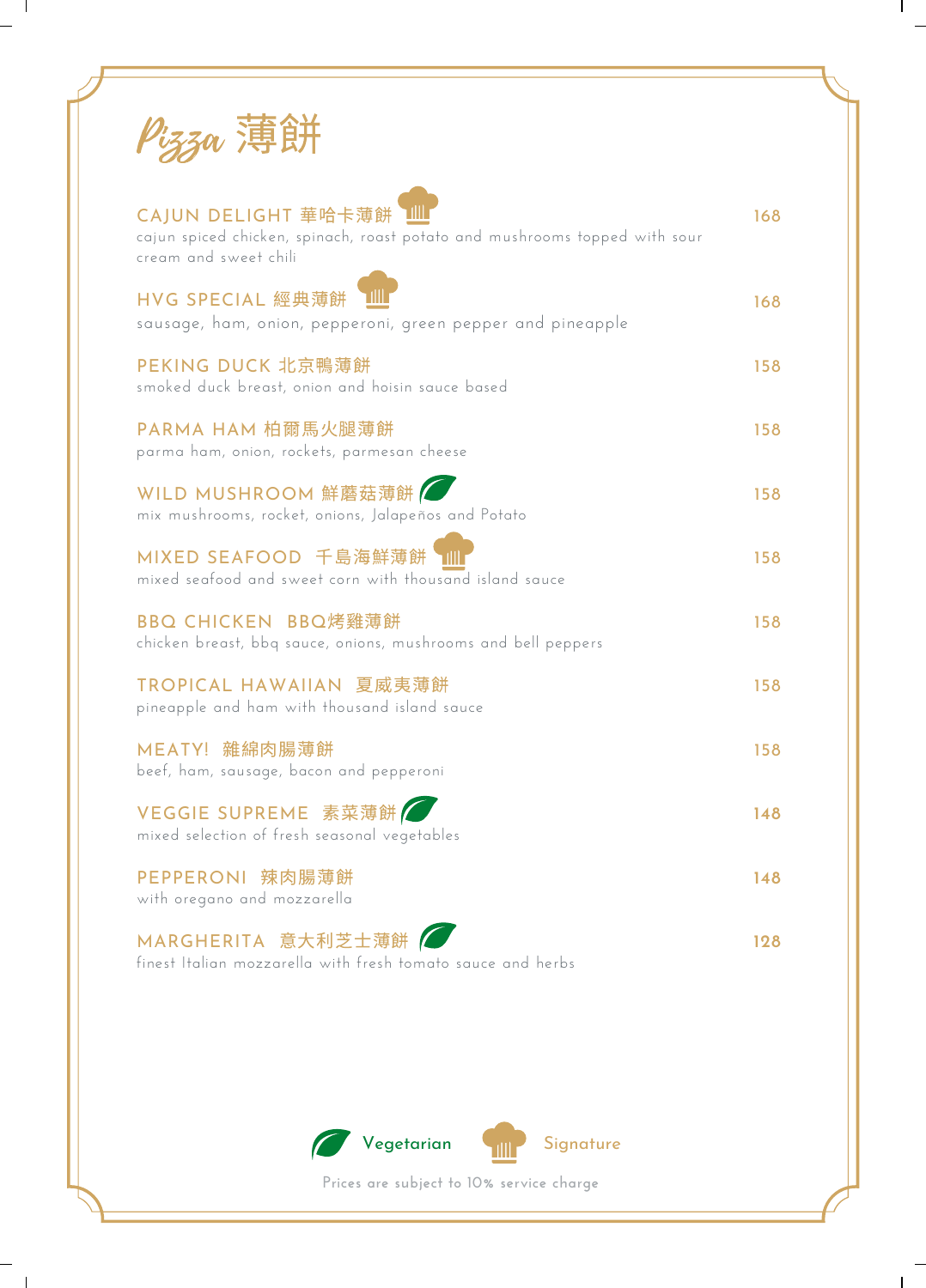# Pizza 薄餅

**CAJUN DELIGHT 華哈卡薄餅** (Signature) — **168**
cajun spiced chicken, spinach, roast potato and mushrooms topped with sour cream and sweet chili

**HVG SPECIAL 經典薄餅** (Signature) — **168**
sausage, ham, onion, pepperoni, green pepper and pineapple

**PEKING DUCK 北京鴨薄餅** — **158**
smoked duck breast, onion and hoisin sauce based

**PARMA HAM 柏爾馬火腿薄餅** — **158**
parma ham, onion, rockets, parmesan cheese

**WILD MUSHROOM 鮮蘑菇薄餅** (Vegetarian) — **158**
mix mushrooms, rocket, onions, Jalapeños and Potato

**MIXED SEAFOOD 千島海鮮薄餅** (Signature) — **158**
mixed seafood and sweet corn with thousand island sauce

**BBQ CHICKEN BBQ烤雞薄餅** — **158**
chicken breast, bbq sauce, onions, mushrooms and bell peppers

**TROPICAL HAWAIIAN 夏威夷薄餅** — **158**
pineapple and ham with thousand island sauce

**MEATY! 雜綿肉腸薄餅** — **158**
beef, ham, sausage, bacon and pepperoni

**VEGGIE SUPREME 素菜薄餅** (Vegetarian) — **148**
mixed selection of fresh seasonal vegetables

**PEPPERONI 辣肉腸薄餅** — **148**
with oregano and mozzarella

**MARGHERITA 意大利芝士薄餅** (Vegetarian) — **128**
finest Italian mozzarella with fresh tomato sauce and herbs

Vegetarian | Signature

Prices are subject to 10% service charge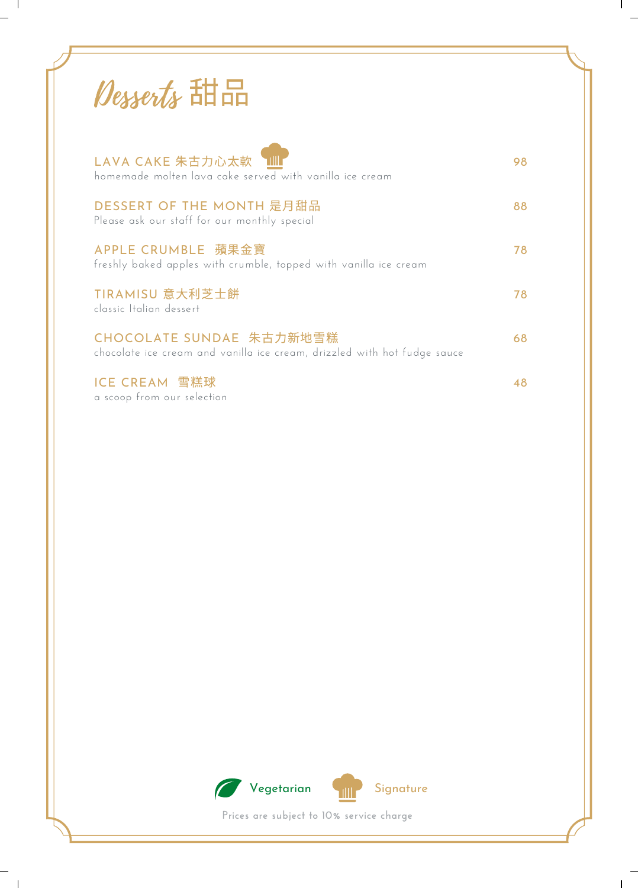# Desserts 甜品

**LAVA CAKE 朱古力心太軟** (Signature) — 98
homemade molten lava cake served with vanilla ice cream

**DESSERT OF THE MONTH 是月甜品** — 88
Please ask our staff for our monthly special

**APPLE CRUMBLE 蘋果金寶** — 78
freshly baked apples with crumble, topped with vanilla ice cream

**TIRAMISU 意大利芝士餅** — 78
classic Italian dessert

**CHOCOLATE SUNDAE 朱古力新地雪糕** — 68
chocolate ice cream and vanilla ice cream, drizzled with hot fudge sauce

**ICE CREAM 雪糕球** — 48
a scoop from our selection

Vegetarian Signature

Prices are subject to 10% service charge